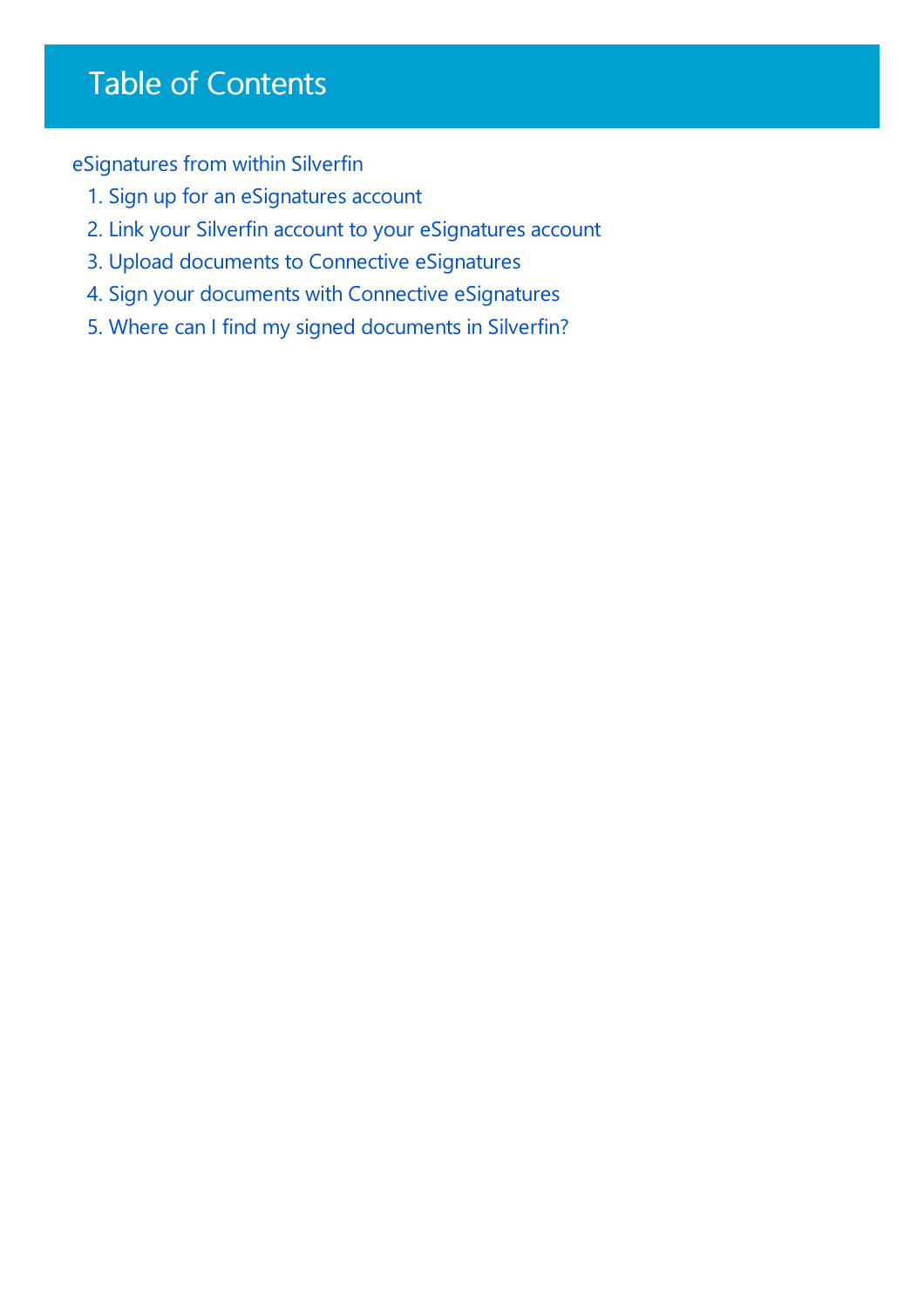# Table of Contents

eSignatures from within Silverfin

1. Sign up for an eSignatures account
2. Link your Silverfin account to your eSignatures account
3. Upload documents to Connective eSignatures
4. Sign your documents with Connective eSignatures
5. Where can I find my signed documents in Silverfin?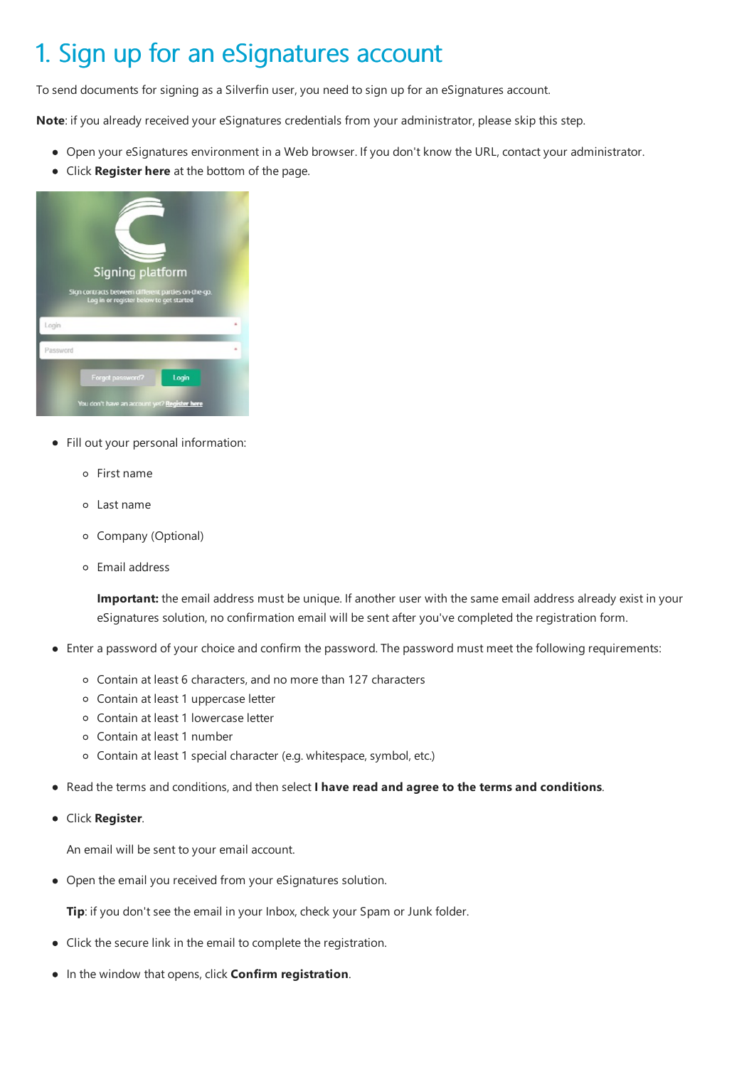# 1. Sign up for an eSignatures account

To send documents for signing as a Silverfin user, you need to sign up for an eSignatures account.

**Note**: if you already received your eSignatures credentials from your administrator, please skip this step.

- Open your eSignatures environment in a Web browser. If you don't know the URL, contact your administrator.
- Click **Register here** at the bottom of the page.

- Fill out your personal information:
  - First name
  - Last name
  - Company (Optional)
  - Email address

    **Important:** the email address must be unique. If another user with the same email address already exist in your eSignatures solution, no confirmation email will be sent after you've completed the registration form.

- Enter a password of your choice and confirm the password. The password must meet the following requirements:
  - Contain at least 6 characters, and no more than 127 characters
  - Contain at least 1 uppercase letter
  - Contain at least 1 lowercase letter
  - Contain at least 1 number
  - Contain at least 1 special character (e.g. whitespace, symbol, etc.)

- Read the terms and conditions, and then select **I have read and agree to the terms and conditions**.

- Click **Register**.

  An email will be sent to your email account.

- Open the email you received from your eSignatures solution.

  **Tip**: if you don't see the email in your Inbox, check your Spam or Junk folder.

- Click the secure link in the email to complete the registration.

- In the window that opens, click **Confirm registration**.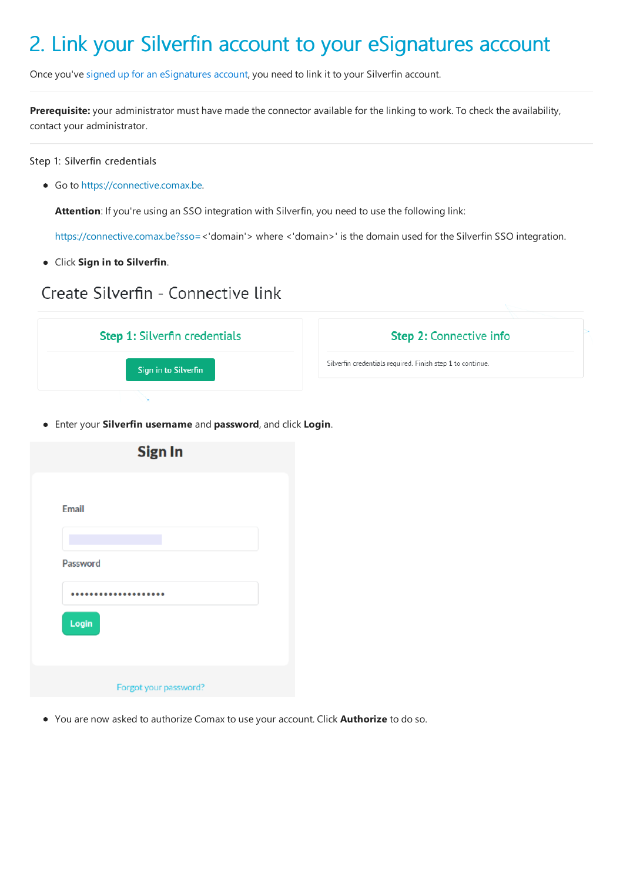# 2. Link your Silverfin account to your eSignatures account

Once you've signed up for an eSignatures account, you need to link it to your Silverfin account.

---

**Prerequisite:** your administrator must have made the connector available for the linking to work. To check the availability, contact your administrator.

---

Step 1: Silverfin credentials

- Go to https://connective.comax.be.

  **Attention**: If you're using an SSO integration with Silverfin, you need to use the following link:

  https://connective.comax.be?sso=<'domain'> where <'domain>' is the domain used for the Silverfin SSO integration.

- Click **Sign in to Silverfin**.

Create Silverfin - Connective link

Step 1: Silverfin credentials

Sign in to Silverfin

Step 2: Connective info

Silverfin credentials required. Finish step 1 to continue.

- Enter your **Silverfin username** and **password**, and click **Login**.

Sign In

Email

Password

Login

Forgot your password?

- You are now asked to authorize Comax to use your account. Click **Authorize** to do so.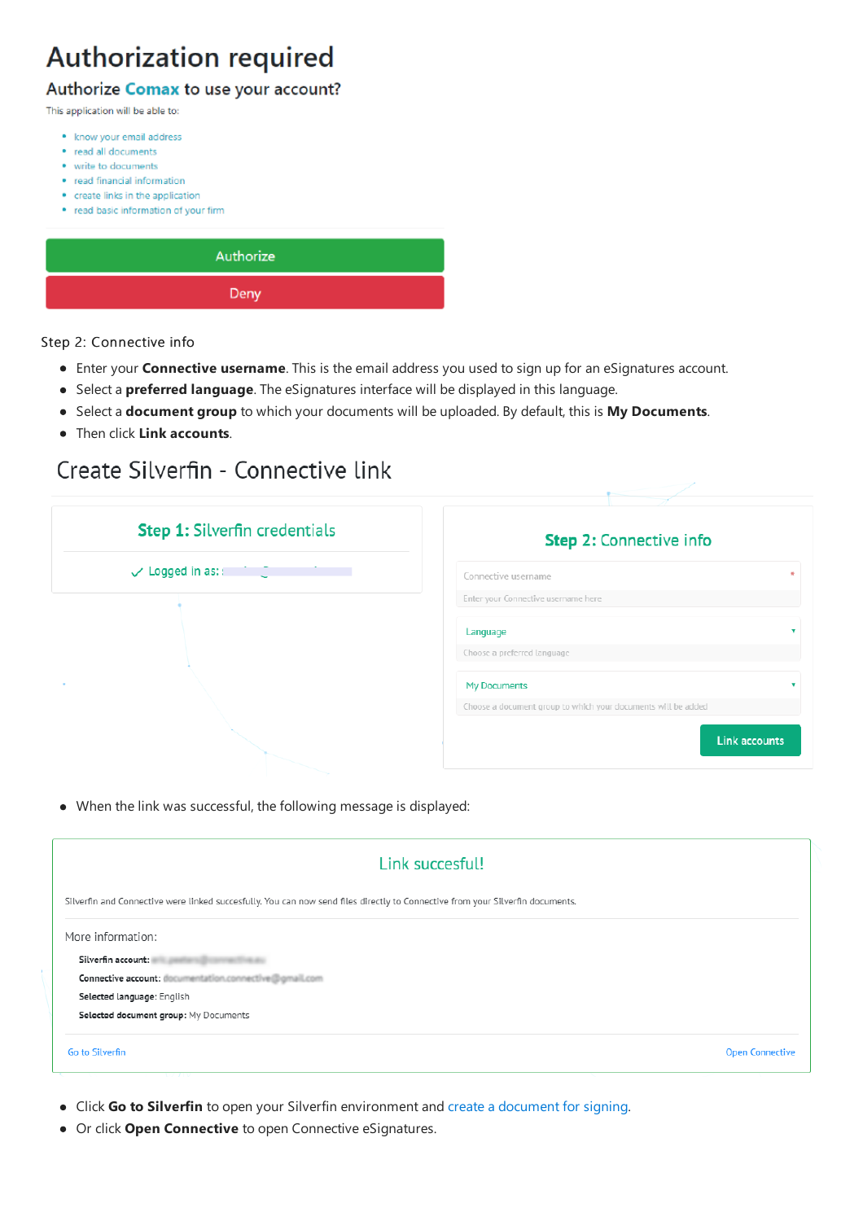# Authorization required

## Authorize Comax to use your account?

This application will be able to:

- know your email address
- read all documents
- write to documents
- read financial information
- create links in the application
- read basic information of your firm

Authorize

Deny

Step 2: Connective info

- Enter your **Connective username**. This is the email address you used to sign up for an eSignatures account.
- Select a **preferred language**. The eSignatures interface will be displayed in this language.
- Select a **document group** to which your documents will be uploaded. By default, this is **My Documents**.
- Then click **Link accounts**.

## Create Silverfin - Connective link

**Step 1:** Silverfin credentials

✓ Logged in as:

**Step 2:** Connective info

Connective username *

Enter your Connective username here

Language

Choose a preferred language

My Documents

Choose a document group to which your documents will be added

Link accounts

- When the link was successful, the following message is displayed:

Link succesful!

Silverfin and Connective were linked succesfully. You can now send files directly to Connective from your Silverfin documents.

More information:

**Silverfin account:**

**Connective account:**

**Selected language:** English

**Selected document group:** My Documents

Go to Silverfin

Open Connective

- Click **Go to Silverfin** to open your Silverfin environment and create a document for signing.
- Or click **Open Connective** to open Connective eSignatures.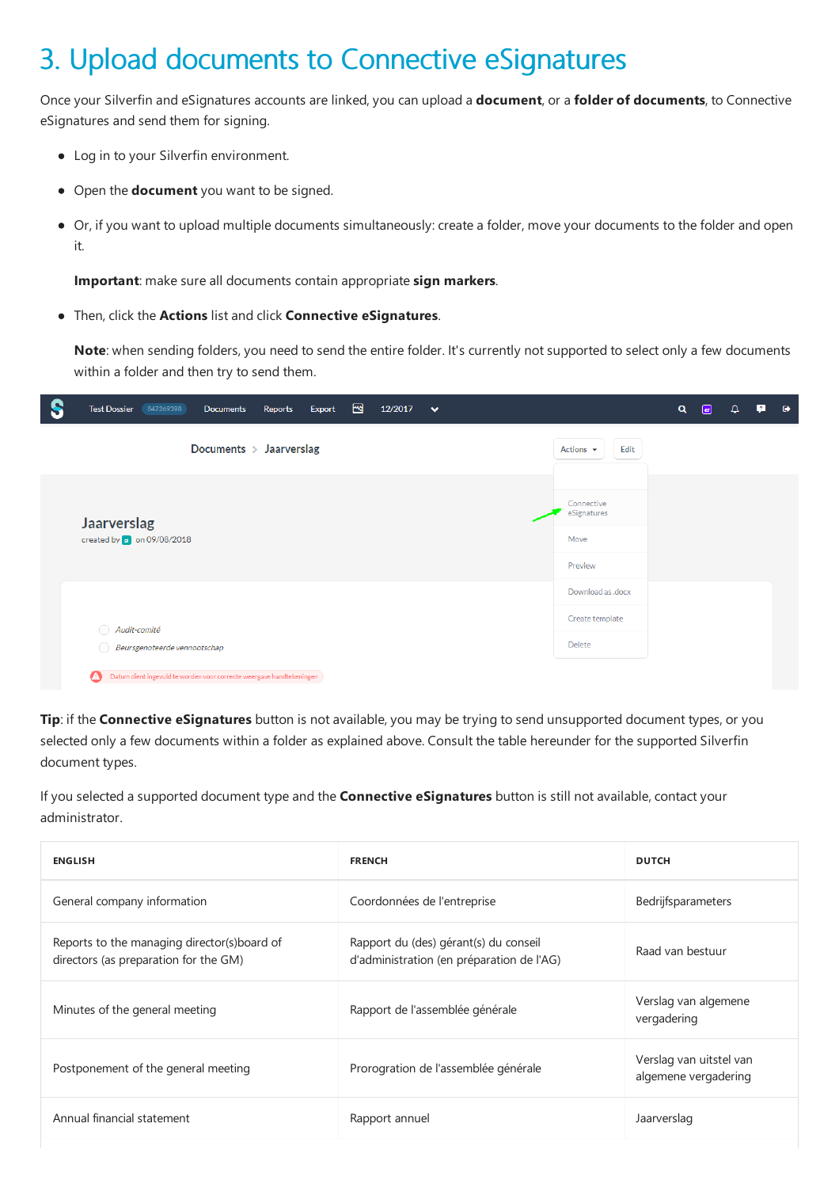# 3. Upload documents to Connective eSignatures

Once your Silverfin and eSignatures accounts are linked, you can upload a **document**, or a **folder of documents**, to Connective eSignatures and send them for signing.

- Log in to your Silverfin environment.
- Open the **document** you want to be signed.
- Or, if you want to upload multiple documents simultaneously: create a folder, move your documents to the folder and open it.

  **Important**: make sure all documents contain appropriate **sign markers**.

- Then, click the **Actions** list and click **Connective eSignatures**.

  **Note**: when sending folders, you need to send the entire folder. It's currently not supported to select only a few documents within a folder and then try to send them.

**Tip**: if the **Connective eSignatures** button is not available, you may be trying to send unsupported document types, or you selected only a few documents within a folder as explained above. Consult the table hereunder for the supported Silverfin document types.

If you selected a supported document type and the **Connective eSignatures** button is still not available, contact your administrator.

| ENGLISH | FRENCH | DUTCH |
| --- | --- | --- |
| General company information | Coordonnées de l'entreprise | Bedrijfsparameters |
| Reports to the managing director(s)board of directors (as preparation for the GM) | Rapport du (des) gérant(s) du conseil d'administration (en préparation de l'AG) | Raad van bestuur |
| Minutes of the general meeting | Rapport de l'assemblée générale | Verslag van algemene vergadering |
| Postponement of the general meeting | Prorogration de l'assemblée générale | Verslag van uitstel van algemene vergadering |
| Annual financial statement | Rapport annuel | Jaarverslag |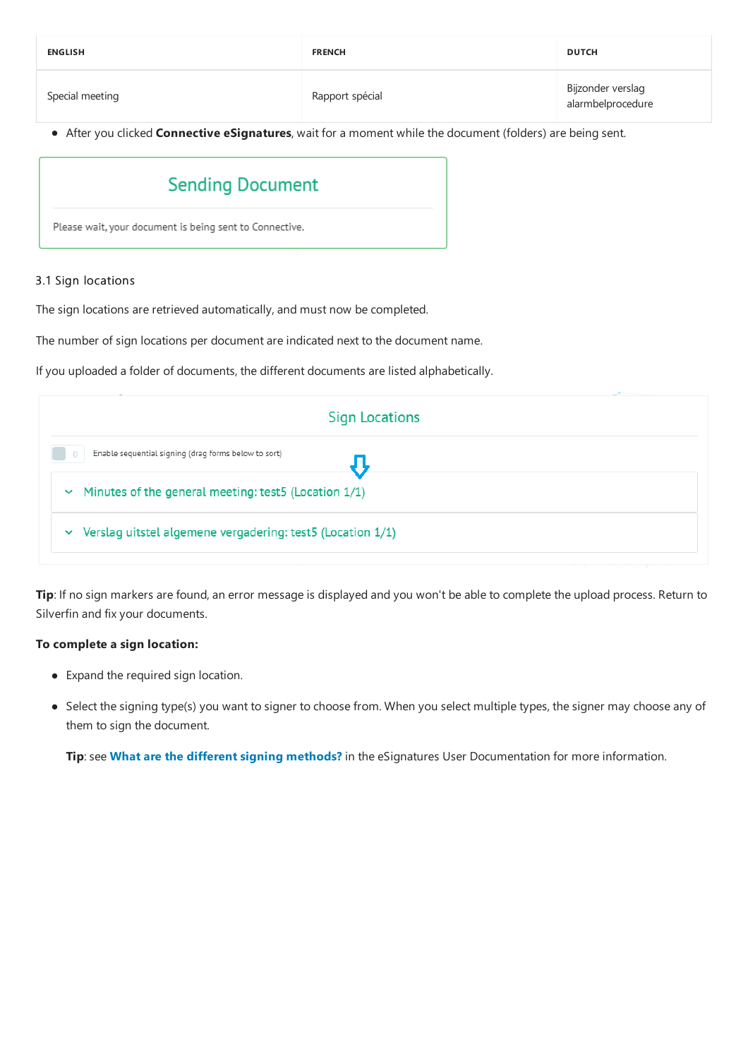| ENGLISH | FRENCH | DUTCH |
| --- | --- | --- |
| Special meeting | Rapport spécial | Bijzonder verslag alarmbelprocedure |

- After you clicked **Connective eSignatures**, wait for a moment while the document (folders) are being sent.

Sending Document

Please wait, your document is being sent to Connective.

### 3.1 Sign locations

The sign locations are retrieved automatically, and must now be completed.

The number of sign locations per document are indicated next to the document name.

If you uploaded a folder of documents, the different documents are listed alphabetically.

Sign Locations

Enable sequential signing (drag forms below to sort)

Minutes of the general meeting: test5 (Location 1/1)

Verslag uitstel algemene vergadering: test5 (Location 1/1)

**Tip**: If no sign markers are found, an error message is displayed and you won't be able to complete the upload process. Return to Silverfin and fix your documents.

**To complete a sign location:**

- Expand the required sign location.
- Select the signing type(s) you want to signer to choose from. When you select multiple types, the signer may choose any of them to sign the document.

  **Tip**: see **What are the different signing methods?** in the eSignatures User Documentation for more information.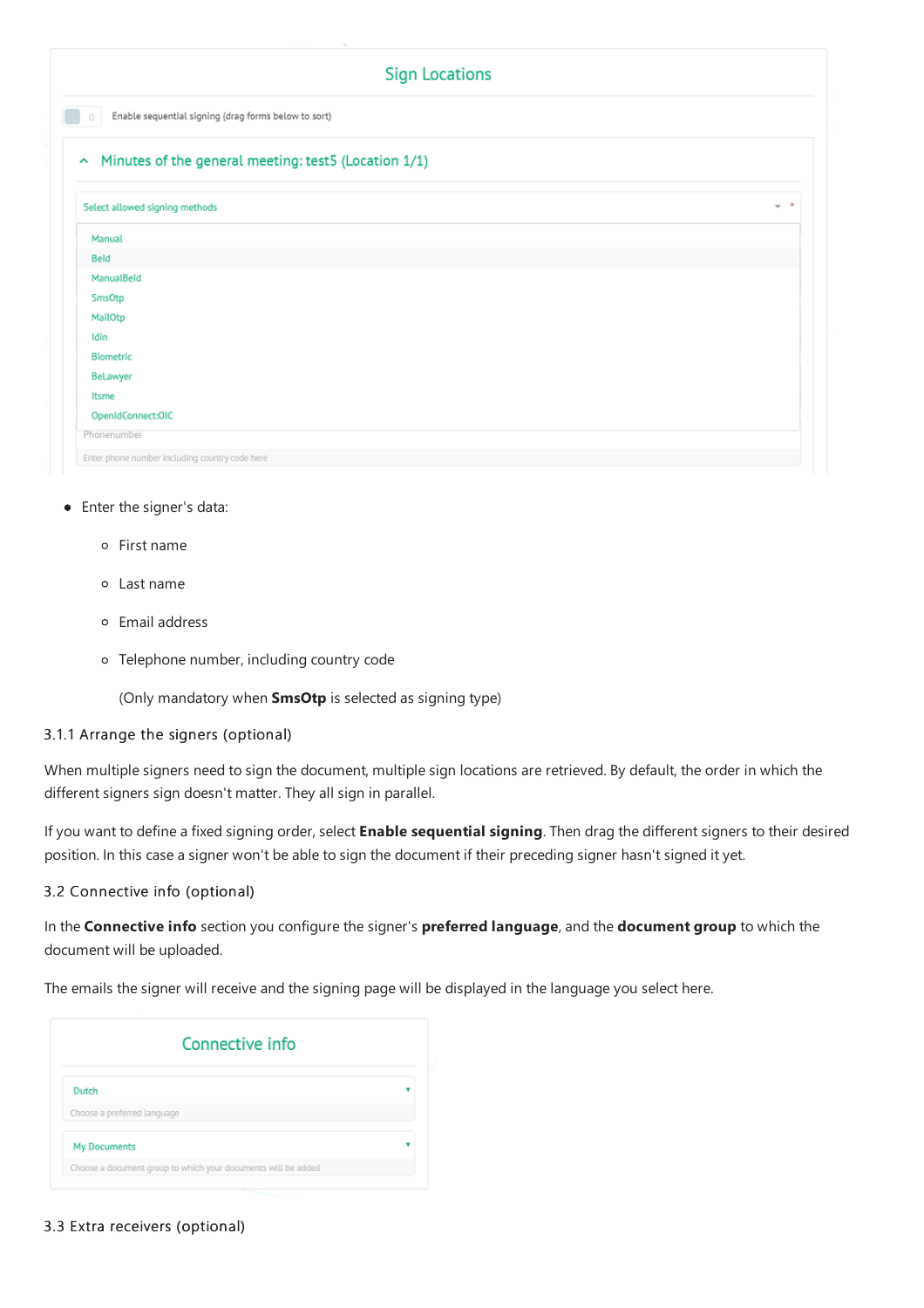Sign Locations

0 Enable sequential signing (drag forms below to sort)

^ Minutes of the general meeting: test5 (Location 1/1)

Select allowed signing methods

Manual
BeId
ManualBeId
SmsOtp
MailOtp
Idin
Biometric
BeLawyer
Itsme
OpenIdConnect:OIC

Phonenumber

Enter phone number including country code here

- Enter the signer's data:
  - First name
  - Last name
  - Email address
  - Telephone number, including country code

    (Only mandatory when **SmsOtp** is selected as signing type)

### 3.1.1 Arrange the signers (optional)

When multiple signers need to sign the document, multiple sign locations are retrieved. By default, the order in which the different signers sign doesn't matter. They all sign in parallel.

If you want to define a fixed signing order, select **Enable sequential signing**. Then drag the different signers to their desired position. In this case a signer won't be able to sign the document if their preceding signer hasn't signed it yet.

## 3.2 Connective info (optional)

In the **Connective info** section you configure the signer's **preferred language**, and the **document group** to which the document will be uploaded.

The emails the signer will receive and the signing page will be displayed in the language you select here.

Connective info

Dutch

Choose a preferred language

My Documents

Choose a document group to which your documents will be added

## 3.3 Extra receivers (optional)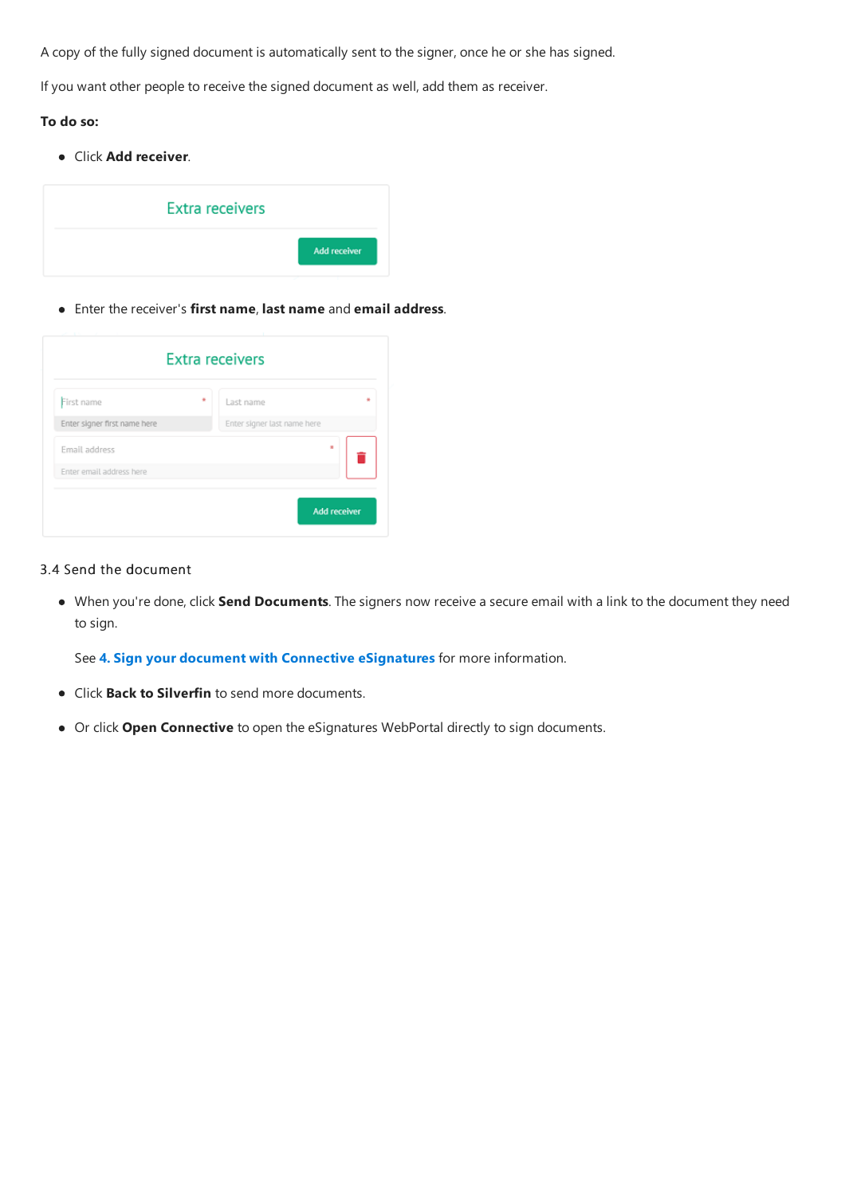A copy of the fully signed document is automatically sent to the signer, once he or she has signed.

If you want other people to receive the signed document as well, add them as receiver.

**To do so:**

- Click **Add receiver**.

- Enter the receiver's **first name**, **last name** and **email address**.

3.4 Send the document

- When you're done, click **Send Documents**. The signers now receive a secure email with a link to the document they need to sign.

  See **4. Sign your document with Connective eSignatures** for more information.

- Click **Back to Silverfin** to send more documents.

- Or click **Open Connective** to open the eSignatures WebPortal directly to sign documents.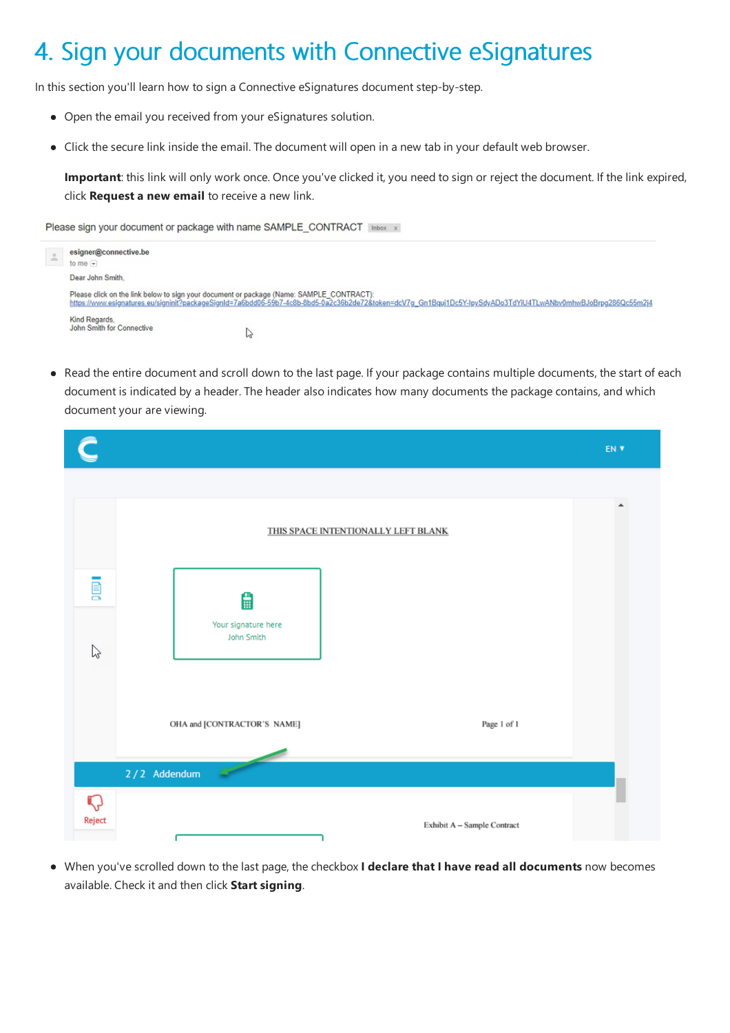# 4. Sign your documents with Connective eSignatures

In this section you'll learn how to sign a Connective eSignatures document step-by-step.

- Open the email you received from your eSignatures solution.
- Click the secure link inside the email. The document will open in a new tab in your default web browser.

  **Important**: this link will only work once. Once you've clicked it, you need to sign or reject the document. If the link expired, click **Request a new email** to receive a new link.

- Read the entire document and scroll down to the last page. If your package contains multiple documents, the start of each document is indicated by a header. The header also indicates how many documents the package contains, and which document your are viewing.

- When you've scrolled down to the last page, the checkbox **I declare that I have read all documents** now becomes available. Check it and then click **Start signing**.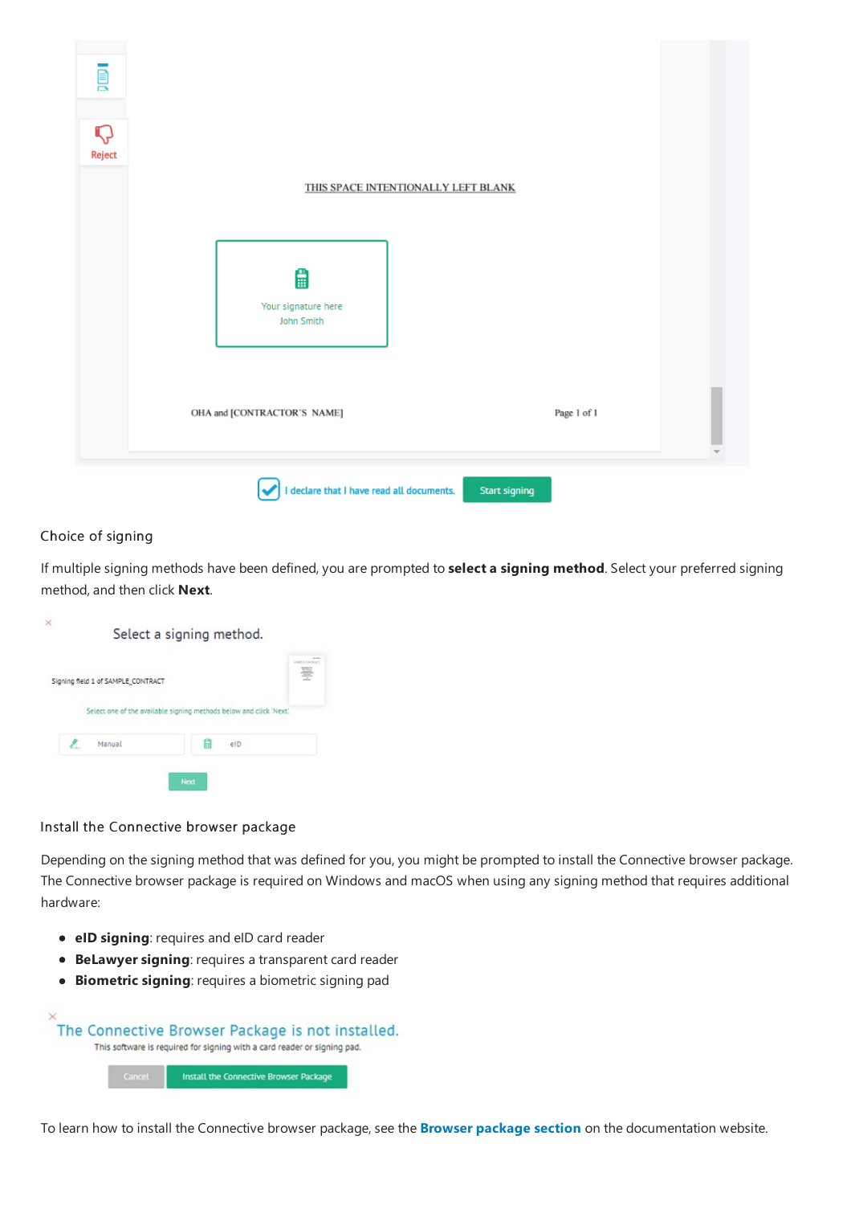## Choice of signing

If multiple signing methods have been defined, you are prompted to **select a signing method**. Select your preferred signing method, and then click **Next**.

## Install the Connective browser package

Depending on the signing method that was defined for you, you might be prompted to install the Connective browser package. The Connective browser package is required on Windows and macOS when using any signing method that requires additional hardware:

- **eID signing**: requires and eID card reader
- **BeLawyer signing**: requires a transparent card reader
- **Biometric signing**: requires a biometric signing pad

To learn how to install the Connective browser package, see the **Browser package section** on the documentation website.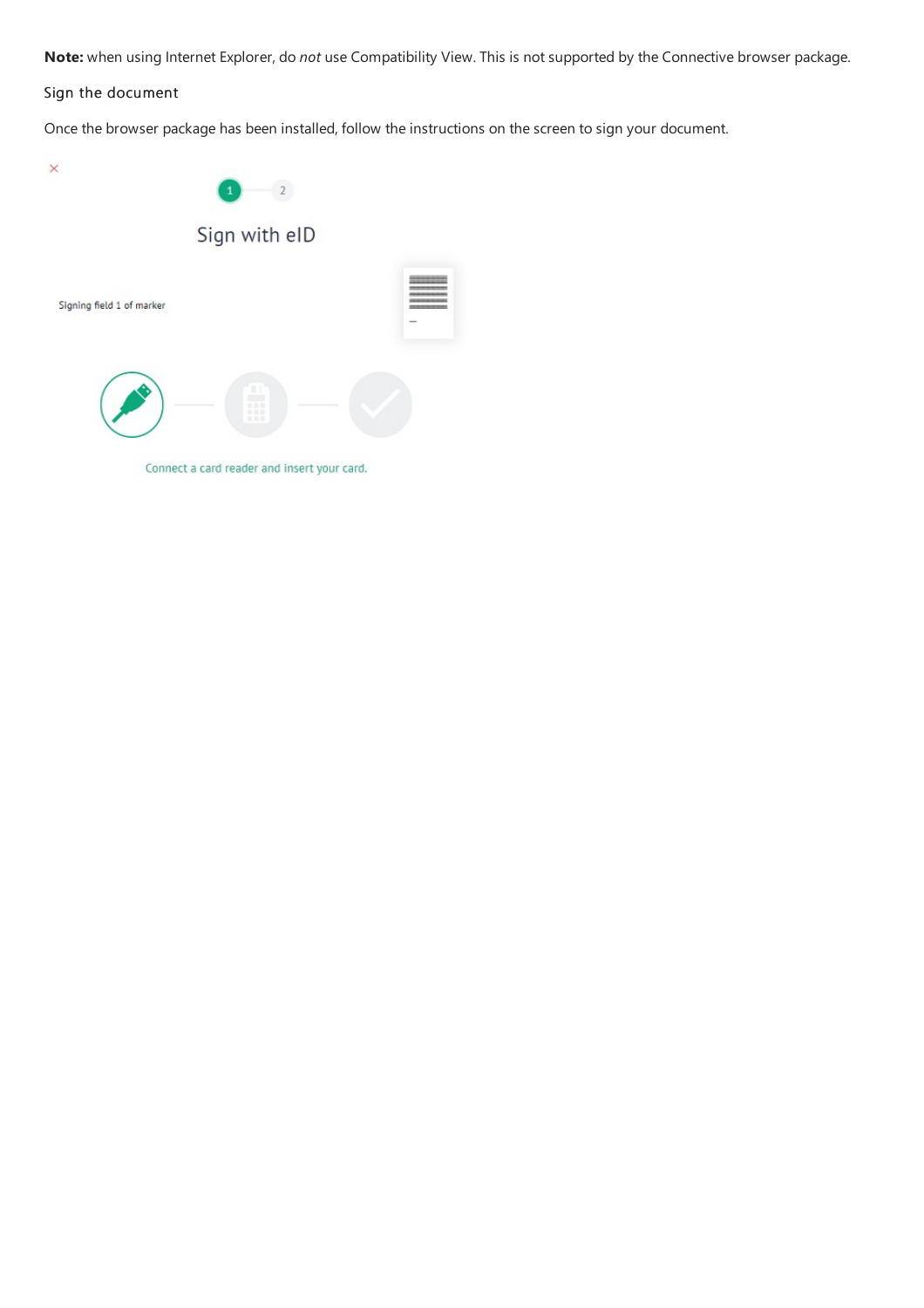**Note:** when using Internet Explorer, do *not* use Compatibility View. This is not supported by the Connective browser package.

## Sign the document

Once the browser package has been installed, follow the instructions on the screen to sign your document.

Sign with eID

Signing field 1 of marker

Connect a card reader and insert your card.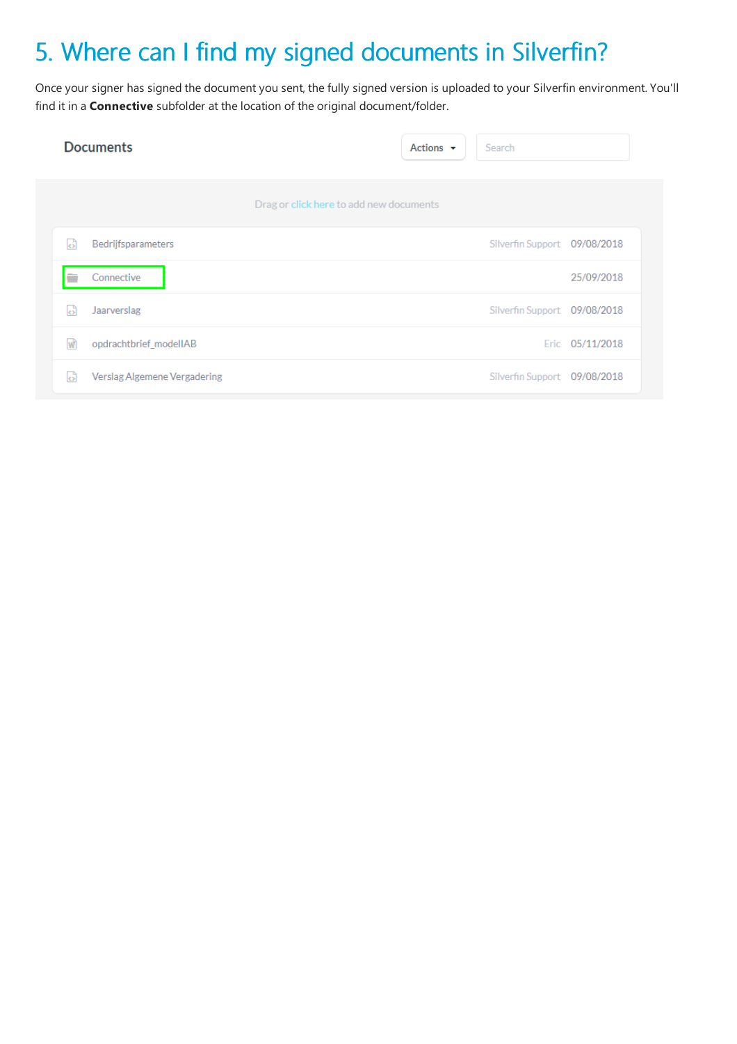# 5. Where can I find my signed documents in Silverfin?

Once your signer has signed the document you sent, the fully signed version is uploaded to your Silverfin environment. You'll find it in a **Connective** subfolder at the location of the original document/folder.

Documents

Actions

Search

Drag or click here to add new documents

| | | |
|---|---|---|
| Bedrijfsparameters | Silverfin Support | 09/08/2018 |
| Connective | | 25/09/2018 |
| Jaarverslag | Silverfin Support | 09/08/2018 |
| opdrachtbrief_modelIAB | Eric | 05/11/2018 |
| Verslag Algemene Vergadering | Silverfin Support | 09/08/2018 |